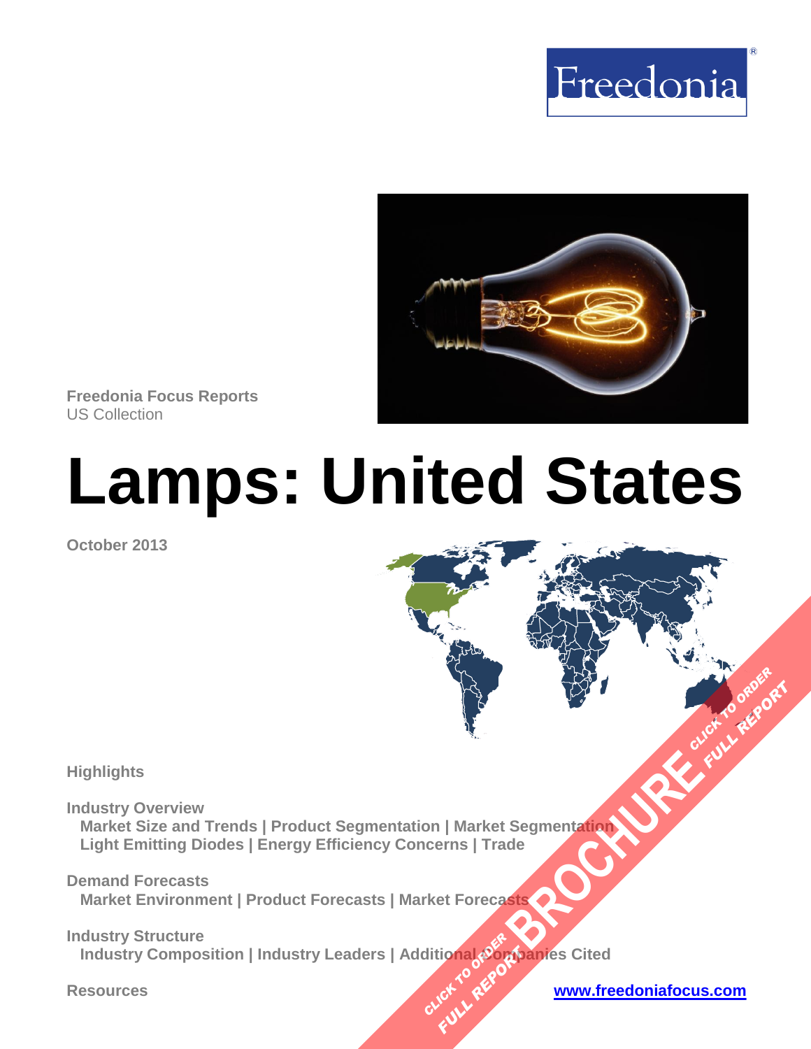Freedonia

Freedonia Focus Reports
US Collection

# Lamps: United States

October 2013

**Highlights**

**Industry Overview**
Market Size and Trends | Product Segmentation | Market Segmentation
Light Emitting Diodes | Energy Efficiency Concerns | Trade

**Demand Forecasts**
Market Environment | Product Forecasts | Market Forecasts

**Industry Structure**
Industry Composition | Industry Leaders | Additional Companies Cited

**Resources**

www.freedoniafocus.com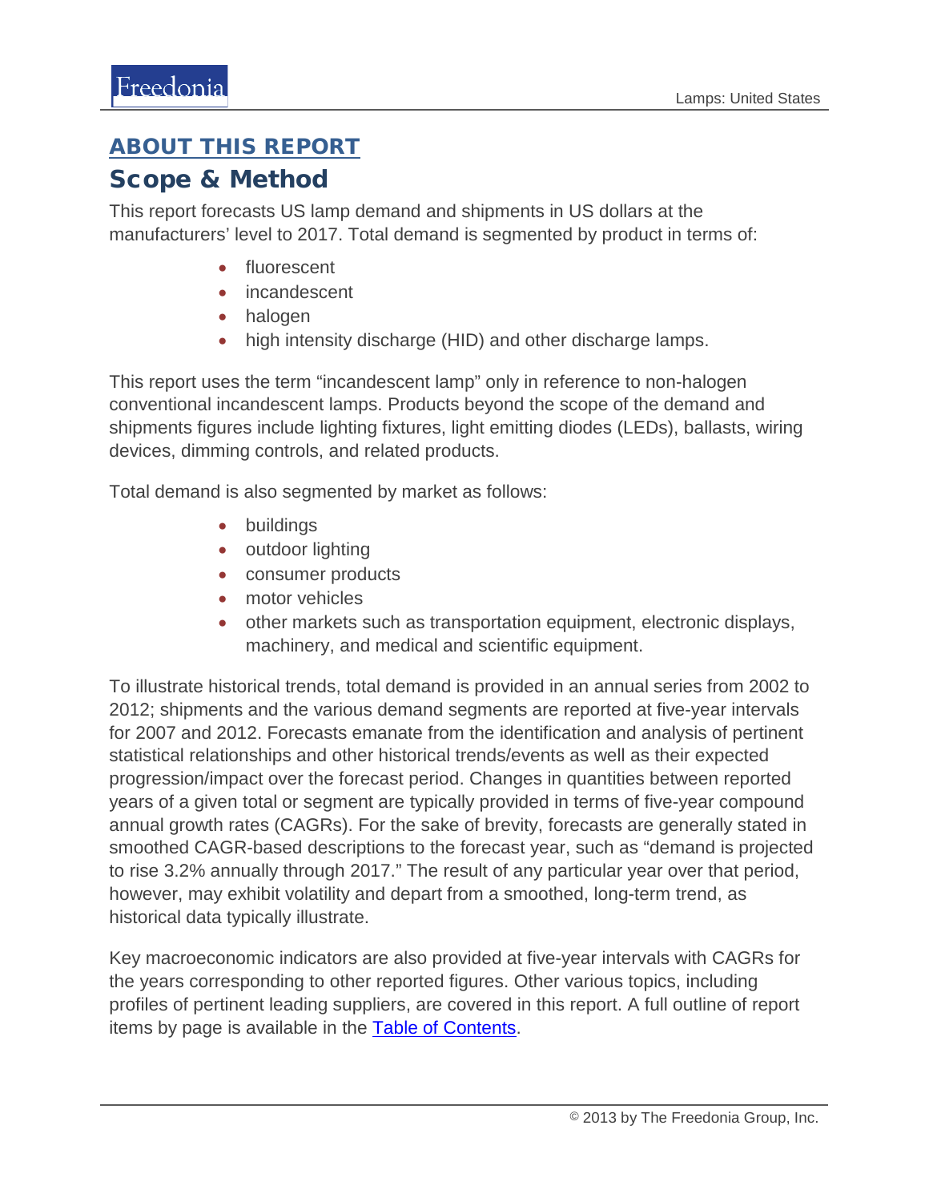## ABOUT THIS REPORT

# Scope & Method

This report forecasts US lamp demand and shipments in US dollars at the manufacturers' level to 2017. Total demand is segmented by product in terms of:

- fluorescent
- incandescent
- halogen
- high intensity discharge (HID) and other discharge lamps.

This report uses the term "incandescent lamp" only in reference to non-halogen conventional incandescent lamps. Products beyond the scope of the demand and shipments figures include lighting fixtures, light emitting diodes (LEDs), ballasts, wiring devices, dimming controls, and related products.

Total demand is also segmented by market as follows:

- buildings
- outdoor lighting
- consumer products
- motor vehicles
- other markets such as transportation equipment, electronic displays, machinery, and medical and scientific equipment.

To illustrate historical trends, total demand is provided in an annual series from 2002 to 2012; shipments and the various demand segments are reported at five-year intervals for 2007 and 2012. Forecasts emanate from the identification and analysis of pertinent statistical relationships and other historical trends/events as well as their expected progression/impact over the forecast period. Changes in quantities between reported years of a given total or segment are typically provided in terms of five-year compound annual growth rates (CAGRs). For the sake of brevity, forecasts are generally stated in smoothed CAGR-based descriptions to the forecast year, such as "demand is projected to rise 3.2% annually through 2017." The result of any particular year over that period, however, may exhibit volatility and depart from a smoothed, long-term trend, as historical data typically illustrate.

Key macroeconomic indicators are also provided at five-year intervals with CAGRs for the years corresponding to other reported figures. Other various topics, including profiles of pertinent leading suppliers, are covered in this report. A full outline of report items by page is available in the Table of Contents.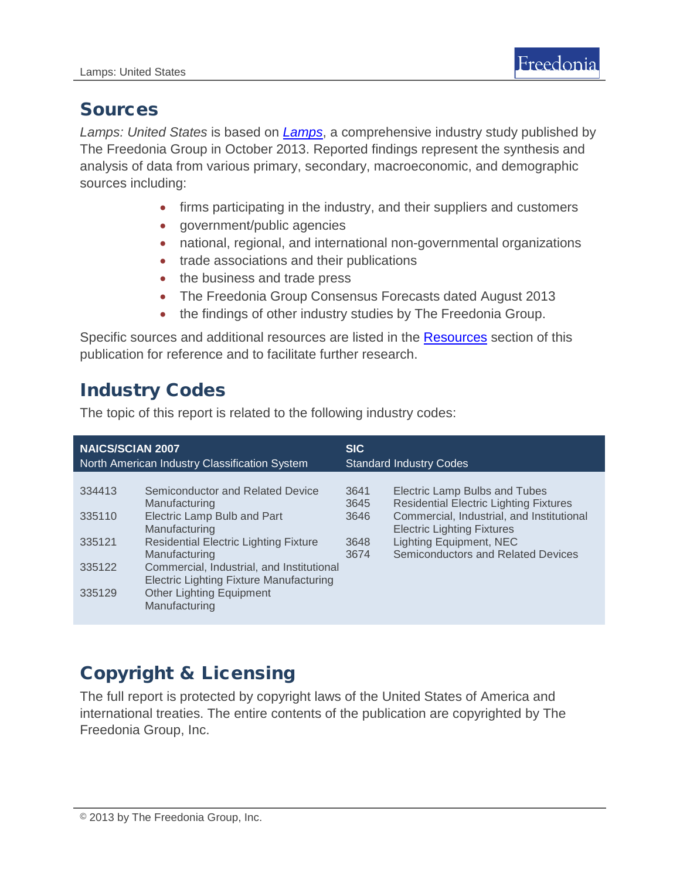## Sources

*Lamps: United States* is based on *Lamps*, a comprehensive industry study published by The Freedonia Group in October 2013. Reported findings represent the synthesis and analysis of data from various primary, secondary, macroeconomic, and demographic sources including:

- firms participating in the industry, and their suppliers and customers
- government/public agencies
- national, regional, and international non-governmental organizations
- trade associations and their publications
- the business and trade press
- The Freedonia Group Consensus Forecasts dated August 2013
- the findings of other industry studies by The Freedonia Group.

Specific sources and additional resources are listed in the Resources section of this publication for reference and to facilitate further research.

## Industry Codes

The topic of this report is related to the following industry codes:

| NAICS/SCIAN 2007 North American Industry Classification System | | SIC Standard Industry Codes | |
|---|---|---|---|
| 334413 | Semiconductor and Related Device Manufacturing | 3641 | Electric Lamp Bulbs and Tubes |
| 335110 | Electric Lamp Bulb and Part Manufacturing | 3645 | Residential Electric Lighting Fixtures |
| 335121 | Residential Electric Lighting Fixture Manufacturing | 3646 | Commercial, Industrial, and Institutional Electric Lighting Fixtures |
| 335122 | Commercial, Industrial, and Institutional Electric Lighting Fixture Manufacturing | 3648 | Lighting Equipment, NEC |
| 335129 | Other Lighting Equipment Manufacturing | 3674 | Semiconductors and Related Devices |

## Copyright & Licensing

The full report is protected by copyright laws of the United States of America and international treaties. The entire contents of the publication are copyrighted by The Freedonia Group, Inc.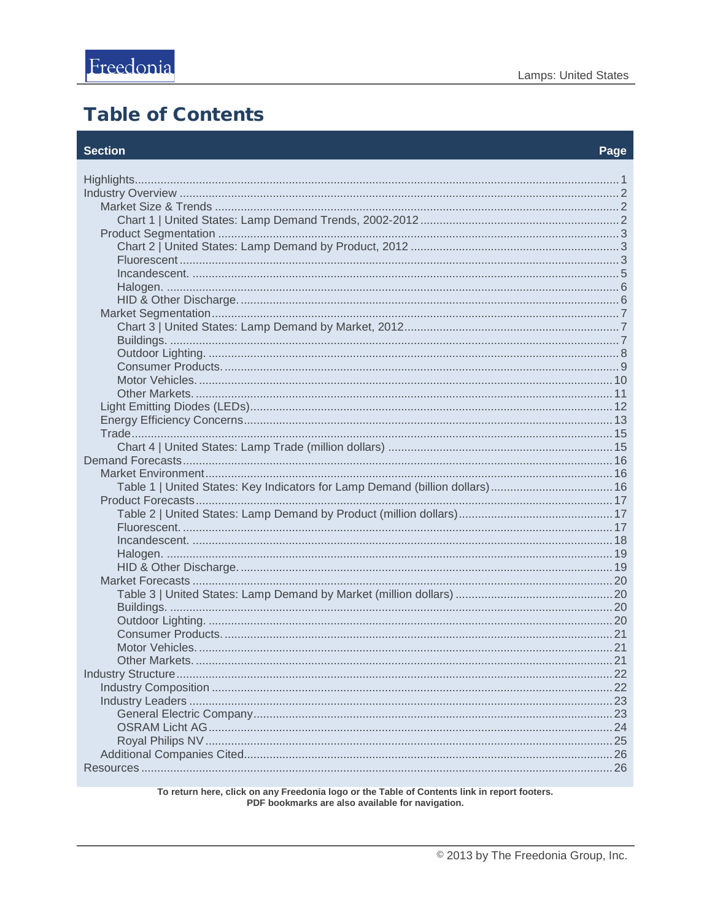# Table of Contents

| Section | Page |
|---|---|
| Highlights | 1 |
| Industry Overview | 2 |
| Market Size & Trends | 2 |
| Chart 1 \| United States: Lamp Demand Trends, 2002-2012 | 2 |
| Product Segmentation | 3 |
| Chart 2 \| United States: Lamp Demand by Product, 2012 | 3 |
| Fluorescent | 3 |
| Incandescent. | 5 |
| Halogen. | 6 |
| HID & Other Discharge. | 6 |
| Market Segmentation | 7 |
| Chart 3 \| United States: Lamp Demand by Market, 2012 | 7 |
| Buildings. | 7 |
| Outdoor Lighting. | 8 |
| Consumer Products. | 9 |
| Motor Vehicles. | 10 |
| Other Markets. | 11 |
| Light Emitting Diodes (LEDs) | 12 |
| Energy Efficiency Concerns | 13 |
| Trade | 15 |
| Chart 4 \| United States: Lamp Trade (million dollars) | 15 |
| Demand Forecasts | 16 |
| Market Environment | 16 |
| Table 1 \| United States: Key Indicators for Lamp Demand (billion dollars) | 16 |
| Product Forecasts | 17 |
| Table 2 \| United States: Lamp Demand by Product (million dollars) | 17 |
| Fluorescent. | 17 |
| Incandescent. | 18 |
| Halogen. | 19 |
| HID & Other Discharge. | 19 |
| Market Forecasts | 20 |
| Table 3 \| United States: Lamp Demand by Market (million dollars) | 20 |
| Buildings. | 20 |
| Outdoor Lighting. | 20 |
| Consumer Products. | 21 |
| Motor Vehicles. | 21 |
| Other Markets. | 21 |
| Industry Structure | 22 |
| Industry Composition | 22 |
| Industry Leaders | 23 |
| General Electric Company | 23 |
| OSRAM Licht AG | 24 |
| Royal Philips NV | 25 |
| Additional Companies Cited | 26 |
| Resources | 26 |

**To return here, click on any Freedonia logo or the Table of Contents link in report footers.**
**PDF bookmarks are also available for navigation.**